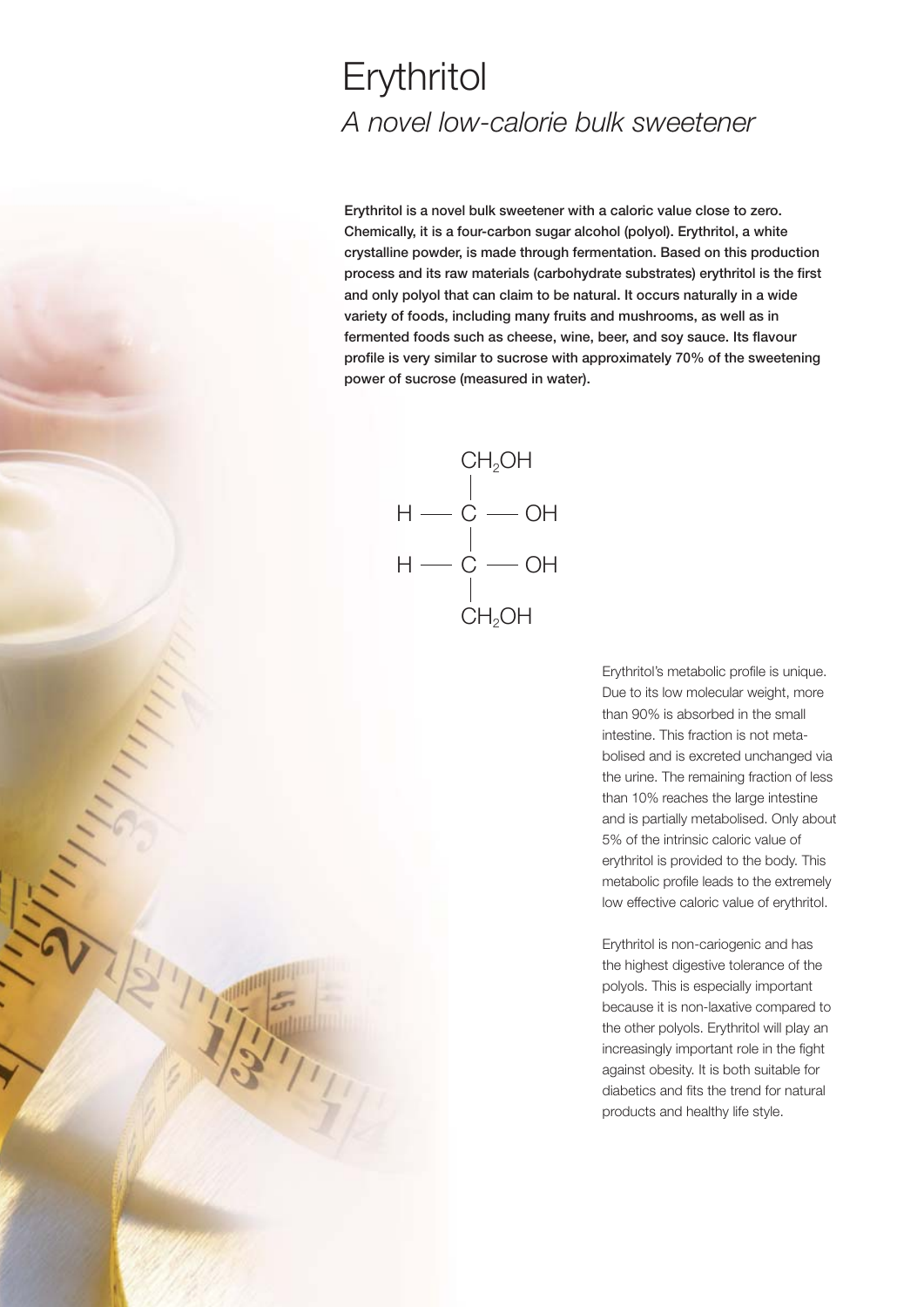# Erythritol

## *A novel low-calorie bulk sweetener*

**Erythritol is a novel bulk sweetener with a caloric value close to zero. Chemically, it is a four-carbon sugar alcohol (polyol). Erythritol, a white crystalline powder, is made through fermentation. Based on this production process and its raw materials (carbohydrate substrates) erythritol is the first and only polyol that can claim to be natural. It occurs naturally in a wide variety of foods, including many fruits and mushrooms, as well as in fermented foods such as cheese, wine, beer, and soy sauce. Its flavour profile is very similar to sucrose with approximately 70% of the sweetening power of sucrose (measured in water).**

```
        CH2OH
          |
    H  —  C  —  OH
          |
    H  —  C  —  OH
          |
        CH2OH
```

Erythritol's metabolic profile is unique. Due to its low molecular weight, more than 90% is absorbed in the small intestine. This fraction is not metabolised and is excreted unchanged via the urine. The remaining fraction of less than 10% reaches the large intestine and is partially metabolised. Only about 5% of the intrinsic caloric value of erythritol is provided to the body. This metabolic profile leads to the extremely low effective caloric value of erythritol.

Erythritol is non-cariogenic and has the highest digestive tolerance of the polyols. This is especially important because it is non-laxative compared to the other polyols. Erythritol will play an increasingly important role in the fight against obesity. It is both suitable for diabetics and fits the trend for natural products and healthy life style.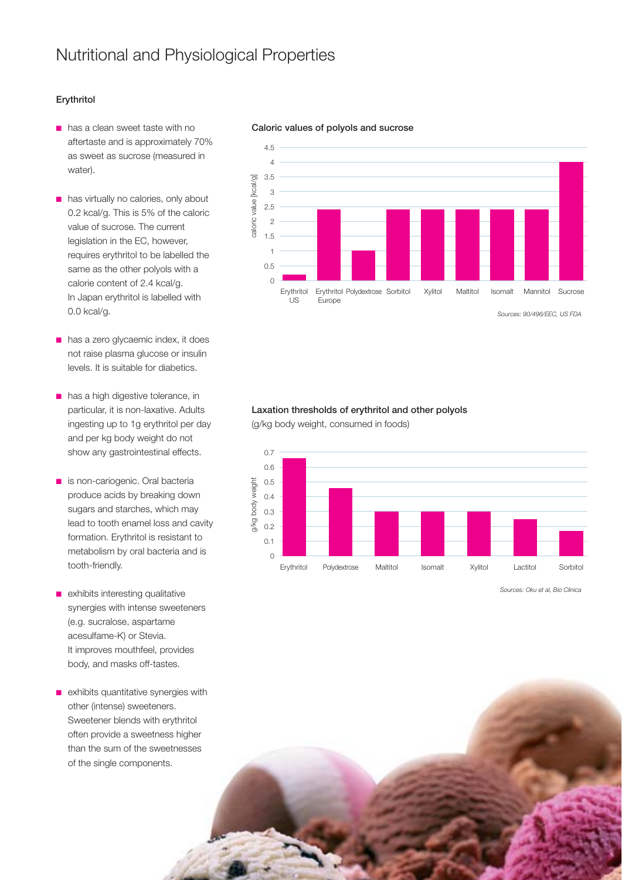# Nutritional and Physiological Properties

### Erythritol

- has a clean sweet taste with no aftertaste and is approximately 70% as sweet as sucrose (measured in water).
- has virtually no calories, only about 0.2 kcal/g. This is 5% of the caloric value of sucrose. The current legislation in the EC, however, requires erythritol to be labelled the same as the other polyols with a calorie content of 2.4 kcal/g. In Japan erythritol is labelled with 0.0 kcal/g.
- has a zero glycaemic index, it does not raise plasma glucose or insulin levels. It is suitable for diabetics.
- has a high digestive tolerance, in particular, it is non-laxative. Adults ingesting up to 1g erythritol per day and per kg body weight do not show any gastrointestinal effects.
- is non-cariogenic. Oral bacteria produce acids by breaking down sugars and starches, which may lead to tooth enamel loss and cavity formation. Erythritol is resistant to metabolism by oral bacteria and is tooth-friendly.
- exhibits interesting qualitative synergies with intense sweeteners (e.g. sucralose, aspartame acesulfame-K) or Stevia. It improves mouthfeel, provides body, and masks off-tastes.
- exhibits quantitative synergies with other (intense) sweeteners. Sweetener blends with erythritol often provide a sweetness higher than the sum of the sweetnesses of the single components.

**Caloric values of polyols and sucrose**

| | caloric value [kcal/g] |
|---|---|
| Erythritol US | 0.2 |
| Erythritol Europe | 2.4 |
| Polydextrose | 1 |
| Sorbitol | 2.4 |
| Xylitol | 2.4 |
| Maltitol | 2.4 |
| Isomalt | 2.4 |
| Mannitol | 2.4 |
| Sucrose | 4 |

*Sources: 90/496/EEC, US FDA*

**Laxation thresholds of erythritol and other polyols**
(g/kg body weight, consumed in foods)

| | g/kg body weight |
|---|---|
| Erythritol | 0.66 |
| Polydextrose | 0.46 |
| Maltitol | 0.3 |
| Isomalt | 0.3 |
| Xylitol | 0.3 |
| Lactitol | 0.25 |
| Sorbitol | 0.17 |

*Sources: Oku et al, Bio Clinica*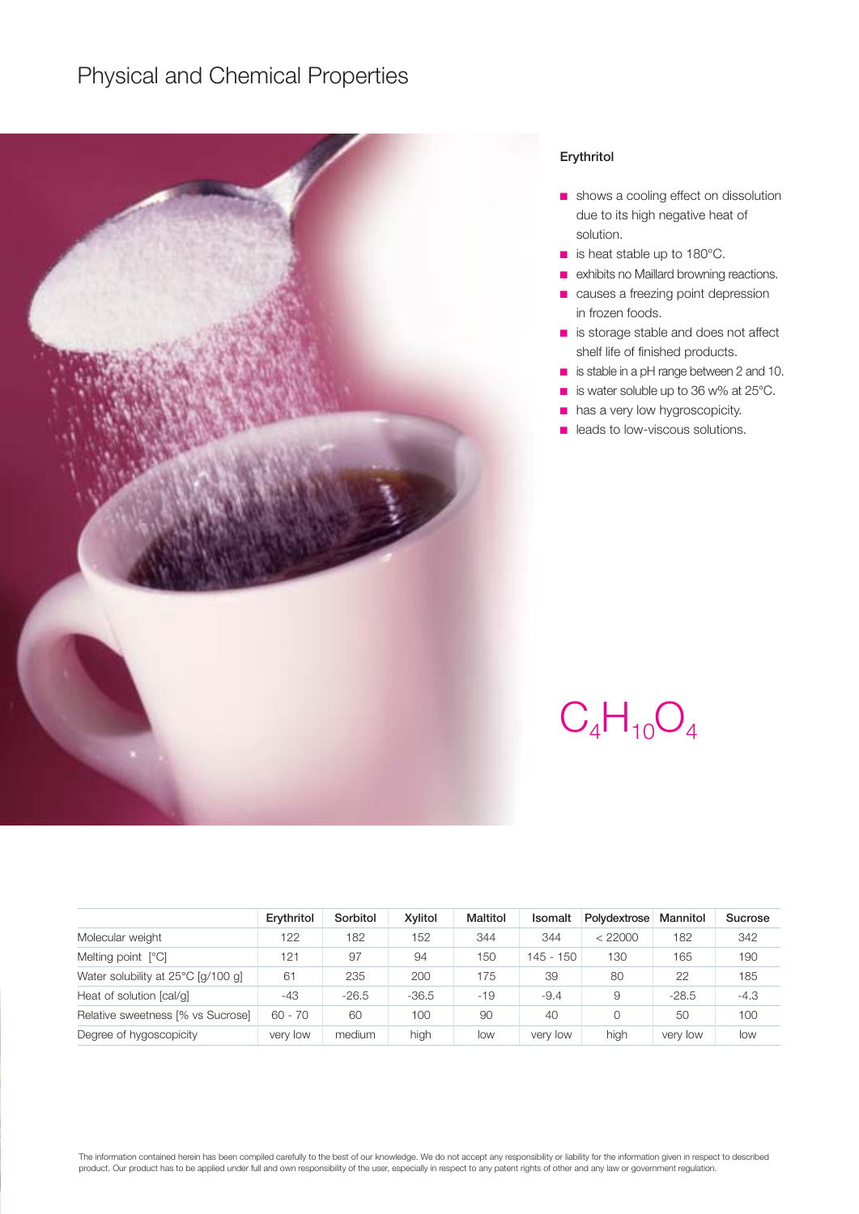# Physical and Chemical Properties

### Erythritol

- shows a cooling effect on dissolution due to its high negative heat of solution.
- is heat stable up to 180°C.
- exhibits no Maillard browning reactions.
- causes a freezing point depression in frozen foods.
- is storage stable and does not affect shelf life of finished products.
- is stable in a pH range between 2 and 10.
- is water soluble up to 36 w% at 25°C.
- has a very low hygroscopicity.
- leads to low-viscous solutions.

$C_4H_{10}O_4$

| | Erythritol | Sorbitol | Xylitol | Maltitol | Isomalt | Polydextrose | Mannitol | Sucrose |
|---|---|---|---|---|---|---|---|---|
| Molecular weight | 122 | 182 | 152 | 344 | 344 | < 22000 | 182 | 342 |
| Melting point [°C] | 121 | 97 | 94 | 150 | 145 - 150 | 130 | 165 | 190 |
| Water solubility at 25°C [g/100 g] | 61 | 235 | 200 | 175 | 39 | 80 | 22 | 185 |
| Heat of solution [cal/g] | -43 | -26.5 | -36.5 | -19 | -9.4 | 9 | -28.5 | -4.3 |
| Relative sweetness [% vs Sucrose] | 60 - 70 | 60 | 100 | 90 | 40 | 0 | 50 | 100 |
| Degree of hygoscopicity | very low | medium | high | low | very low | high | very low | low |

The information contained herein has been compiled carefully to the best of our knowledge. We do not accept any responsibility or liability for the information given in respect to described product. Our product has to be applied under full and own responsibility of the user, especially in respect to any patent rights of other and any law or government regulation.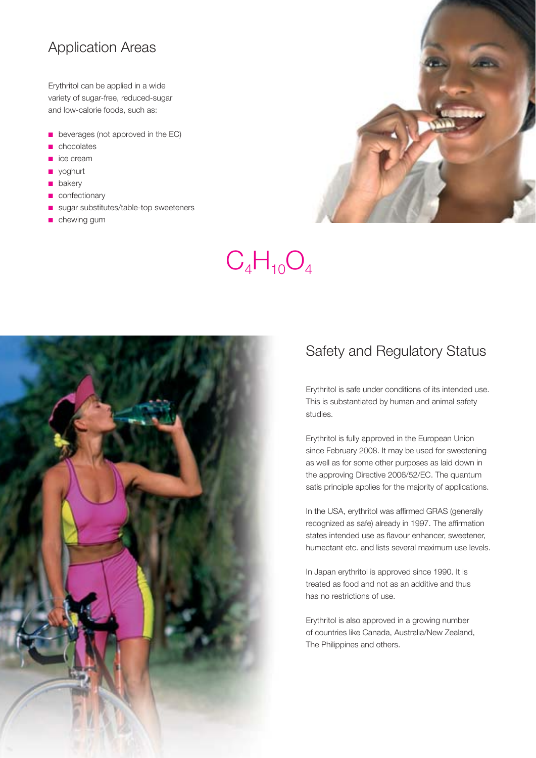## Application Areas

Erythritol can be applied in a wide variety of sugar-free, reduced-sugar and low-calorie foods, such as:

- beverages (not approved in the EC)
- chocolates
- ice cream
- yoghurt
- bakery
- confectionary
- sugar substitutes/table-top sweeteners
- chewing gum

$$C_4H_{10}O_4$$

## Safety and Regulatory Status

Erythritol is safe under conditions of its intended use. This is substantiated by human and animal safety studies.

Erythritol is fully approved in the European Union since February 2008. It may be used for sweetening as well as for some other purposes as laid down in the approving Directive 2006/52/EC. The quantum satis principle applies for the majority of applications.

In the USA, erythritol was affirmed GRAS (generally recognized as safe) already in 1997. The affirmation states intended use as flavour enhancer, sweetener, humectant etc. and lists several maximum use levels.

In Japan erythritol is approved since 1990. It is treated as food and not as an additive and thus has no restrictions of use.

Erythritol is also approved in a growing number of countries like Canada, Australia/New Zealand, The Philippines and others.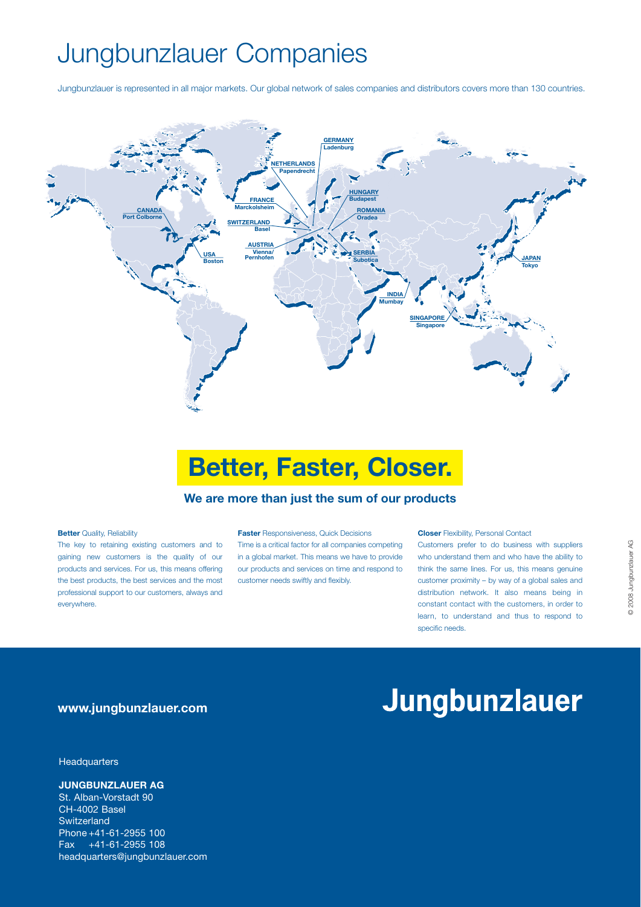# Jungbunzlauer Companies

Jungbunzlauer is represented in all major markets. Our global network of sales companies and distributors covers more than 130 countries.

GERMANY
Ladenburg

NETHERLANDS
Papendrecht

HUNGARY
Budapest

FRANCE
Marckolsheim

ROMANIA
Oradea

CANADA
Port Colborne

SWITZERLAND
Basel

AUSTRIA
Vienna/
Pernhofen

USA
Boston

SERBIA
Subotica

JAPAN
Tokyo

INDIA
Mumbay

SINGAPORE
Singapore

## Better, Faster, Closer.

### We are more than just the sum of our products

**Better** Quality, Reliability

The key to retaining existing customers and to gaining new customers is the quality of our products and services. For us, this means offering the best products, the best services and the most professional support to our customers, always and everywhere.

**Faster** Responsiveness, Quick Decisions

Time is a critical factor for all companies competing in a global market. This means we have to provide our products and services on time and respond to customer needs swiftly and flexibly.

**Closer** Flexibility, Personal Contact

Customers prefer to do business with suppliers who understand them and who have the ability to think the same lines. For us, this means genuine customer proximity – by way of a global sales and distribution network. It also means being in constant contact with the customers, in order to learn, to understand and thus to respond to specific needs.

© 2008 Jungbunzlauer AG

**www.jungbunzlauer.com**

**Jungbunzlauer**

Headquarters

**JUNGBUNZLAUER AG**
St. Alban-Vorstadt 90
CH-4002 Basel
Switzerland
Phone +41-61-2955 100
Fax +41-61-2955 108
headquarters@jungbunzlauer.com